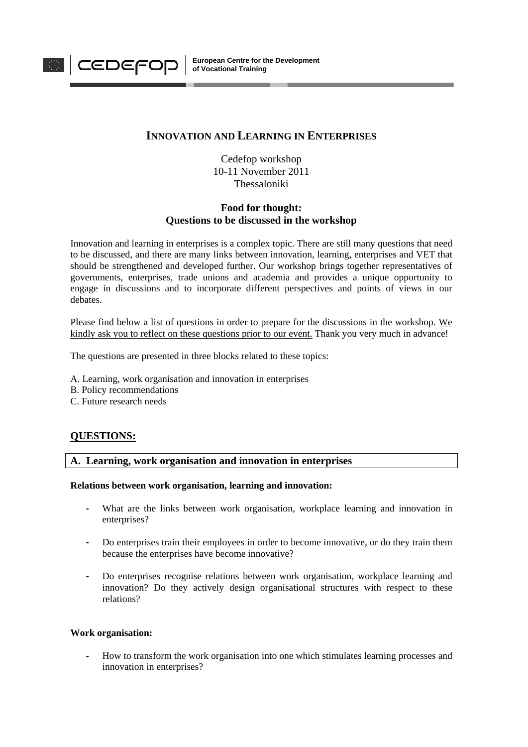Cedefop | European Centre for the Development of Vocational Training

# INNOVATION AND LEARNING IN ENTERPRISES

Cedefop workshop
10-11 November 2011
Thessaloniki

**Food for thought:**
**Questions to be discussed in the workshop**

Innovation and learning in enterprises is a complex topic. There are still many questions that need to be discussed, and there are many links between innovation, learning, enterprises and VET that should be strengthened and developed further. Our workshop brings together representatives of governments, enterprises, trade unions and academia and provides a unique opportunity to engage in discussions and to incorporate different perspectives and points of views in our debates.

Please find below a list of questions in order to prepare for the discussions in the workshop. We kindly ask you to reflect on these questions prior to our event. Thank you very much in advance!

The questions are presented in three blocks related to these topics:

A. Learning, work organisation and innovation in enterprises
B. Policy recommendations
C. Future research needs

## QUESTIONS:

### A. Learning, work organisation and innovation in enterprises

**Relations between work organisation, learning and innovation:**

- What are the links between work organisation, workplace learning and innovation in enterprises?

- Do enterprises train their employees in order to become innovative, or do they train them because the enterprises have become innovative?

- Do enterprises recognise relations between work organisation, workplace learning and innovation? Do they actively design organisational structures with respect to these relations?

**Work organisation:**

- How to transform the work organisation into one which stimulates learning processes and innovation in enterprises?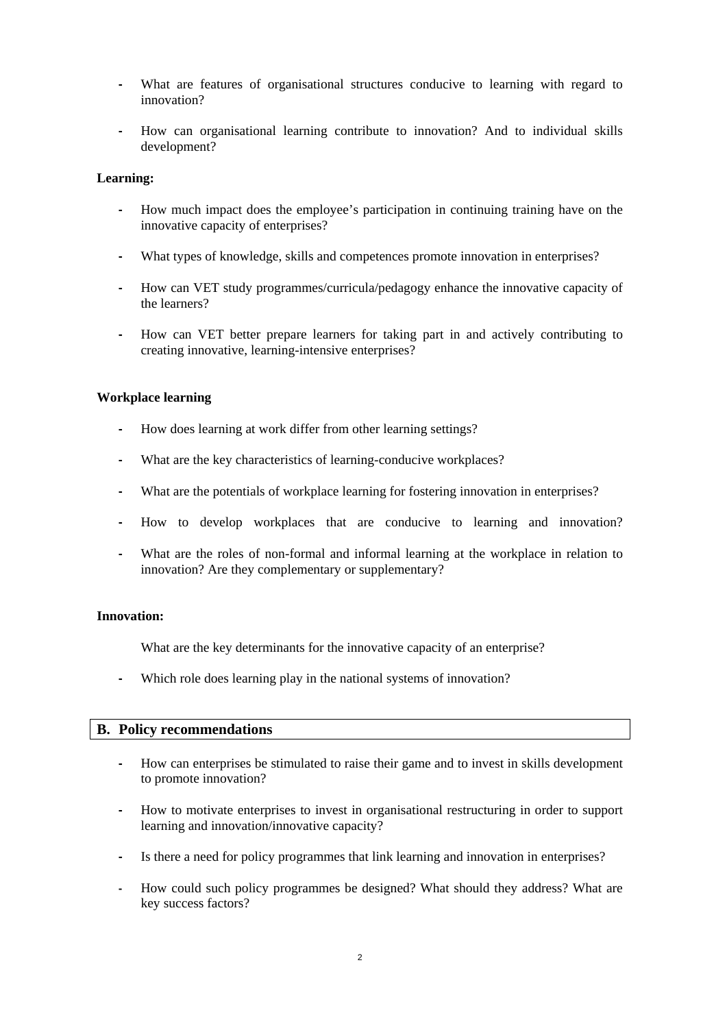- What are features of organisational structures conducive to learning with regard to innovation?

- How can organisational learning contribute to innovation? And to individual skills development?

**Learning:**

- How much impact does the employee's participation in continuing training have on the innovative capacity of enterprises?

- What types of knowledge, skills and competences promote innovation in enterprises?

- How can VET study programmes/curricula/pedagogy enhance the innovative capacity of the learners?

- How can VET better prepare learners for taking part in and actively contributing to creating innovative, learning-intensive enterprises?

**Workplace learning**

- How does learning at work differ from other learning settings?

- What are the key characteristics of learning-conducive workplaces?

- What are the potentials of workplace learning for fostering innovation in enterprises?

- How to develop workplaces that are conducive to learning and innovation?

- What are the roles of non-formal and informal learning at the workplace in relation to innovation? Are they complementary or supplementary?

**Innovation:**

What are the key determinants for the innovative capacity of an enterprise?

- Which role does learning play in the national systems of innovation?

## B. Policy recommendations

- How can enterprises be stimulated to raise their game and to invest in skills development to promote innovation?

- How to motivate enterprises to invest in organisational restructuring in order to support learning and innovation/innovative capacity?

- Is there a need for policy programmes that link learning and innovation in enterprises?

- How could such policy programmes be designed? What should they address? What are key success factors?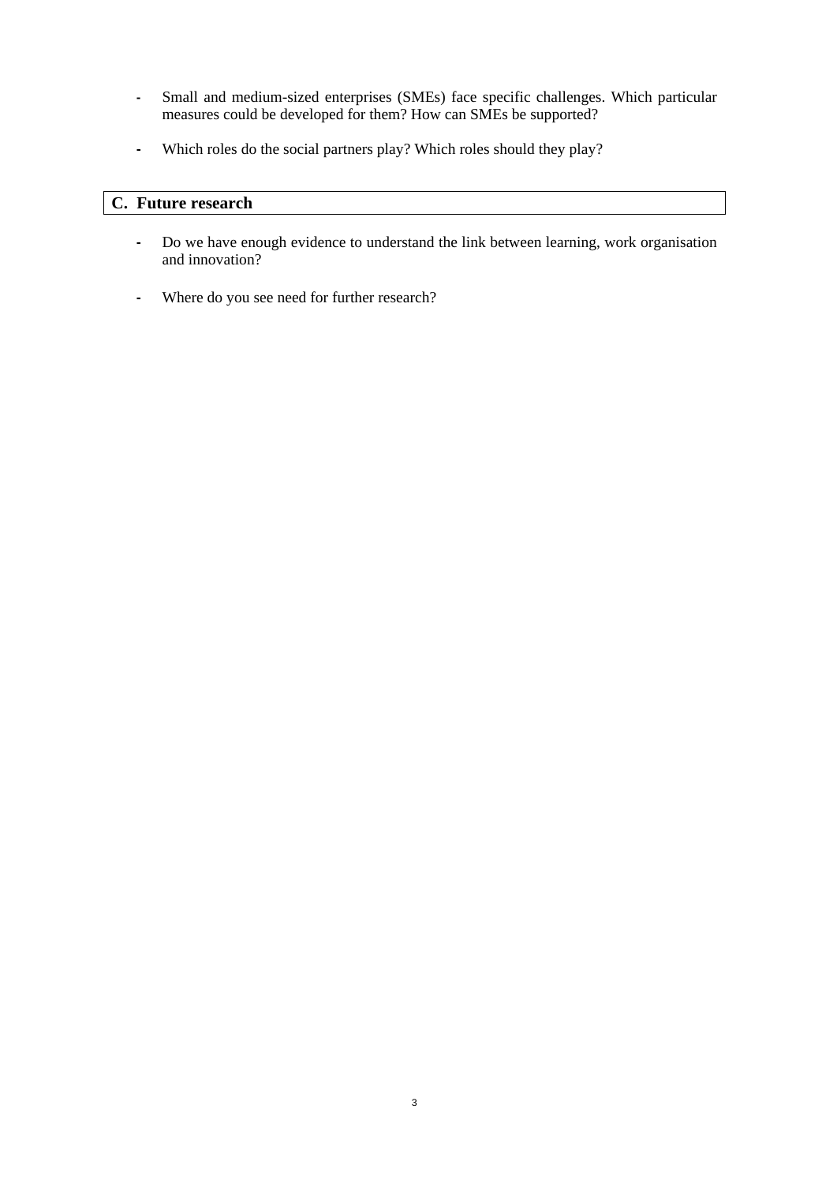- Small and medium-sized enterprises (SMEs) face specific challenges. Which particular measures could be developed for them? How can SMEs be supported?

- Which roles do the social partners play? Which roles should they play?

## C. Future research

- Do we have enough evidence to understand the link between learning, work organisation and innovation?

- Where do you see need for further research?